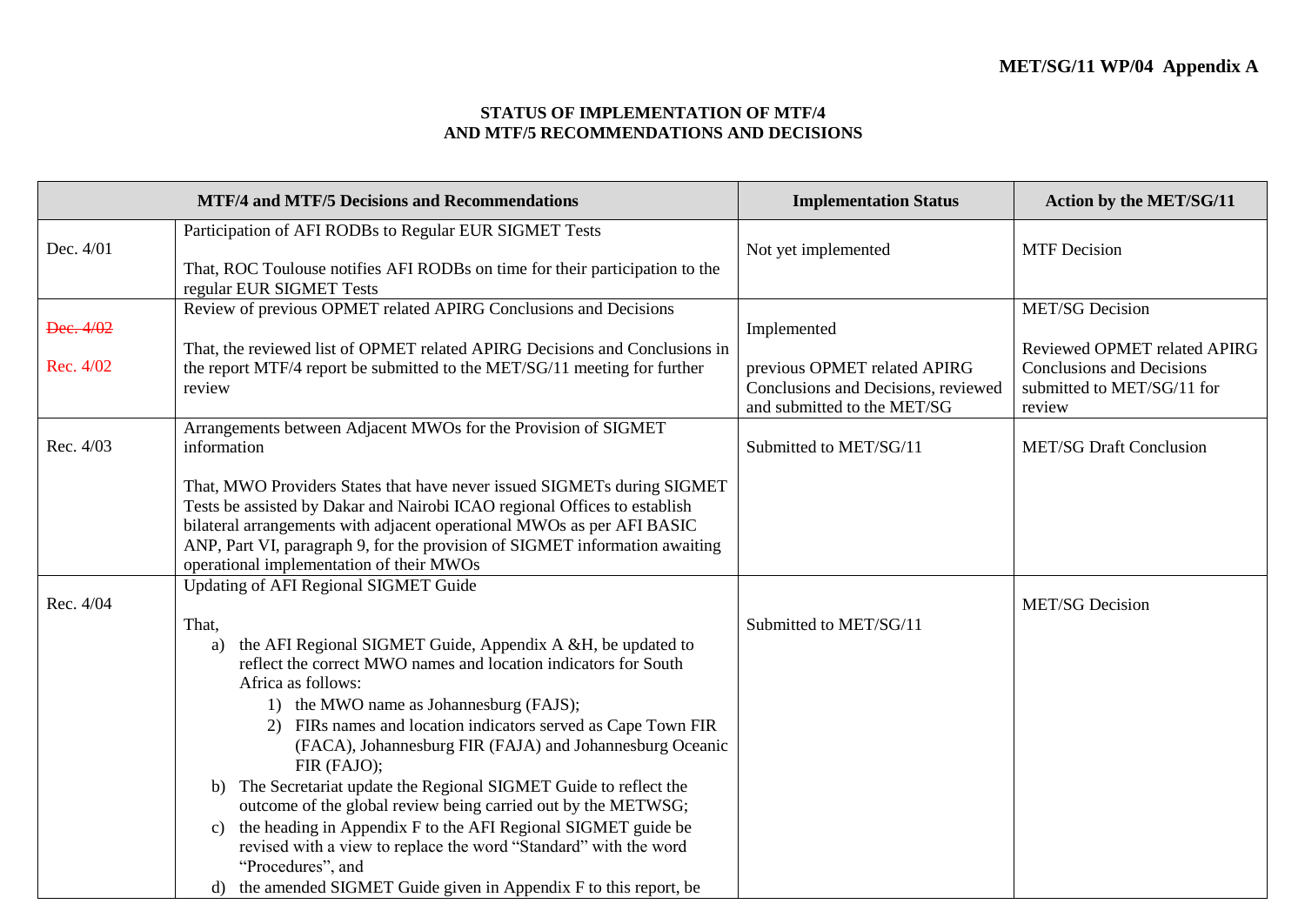**MET/SG/11 WP/04 Appendix A**

**STATUS OF IMPLEMENTATION OF MTF/4 AND MTF/5 RECOMMENDATIONS AND DECISIONS**

| MTF/4 and MTF/5 Decisions and Recommendations | | Implementation Status | Action by the MET/SG/11 |
|---|---|---|---|
| Dec. 4/01 | Participation of AFI RODBs to Regular EUR SIGMET Tests<br><br>That, ROC Toulouse notifies AFI RODBs on time for their participation to the regular EUR SIGMET Tests | Not yet implemented | MTF Decision |
| ~~Dec. 4/02~~<br><br>Rec. 4/02 | Review of previous OPMET related APIRG Conclusions and Decisions<br><br>That, the reviewed list of OPMET related APIRG Decisions and Conclusions in the report MTF/4 report be submitted to the MET/SG/11 meeting for further review | Implemented<br><br>previous OPMET related APIRG Conclusions and Decisions, reviewed and submitted to the MET/SG | MET/SG Decision<br><br>Reviewed OPMET related APIRG Conclusions and Decisions submitted to MET/SG/11 for review |
| Rec. 4/03 | Arrangements between Adjacent MWOs for the Provision of SIGMET information<br><br>That, MWO Providers States that have never issued SIGMETs during SIGMET Tests be assisted by Dakar and Nairobi ICAO regional Offices to establish bilateral arrangements with adjacent operational MWOs as per AFI BASIC ANP, Part VI, paragraph 9, for the provision of SIGMET information awaiting operational implementation of their MWOs | Submitted to MET/SG/11 | MET/SG Draft Conclusion |
| Rec. 4/04 | Updating of AFI Regional SIGMET Guide<br><br>That,<br>a) the AFI Regional SIGMET Guide, Appendix A &H, be updated to reflect the correct MWO names and location indicators for South Africa as follows:<br>1) the MWO name as Johannesburg (FAJS);<br>2) FIRs names and location indicators served as Cape Town FIR (FACA), Johannesburg FIR (FAJA) and Johannesburg Oceanic FIR (FAJO);<br>b) The Secretariat update the Regional SIGMET Guide to reflect the outcome of the global review being carried out by the METWSG;<br>c) the heading in Appendix F to the AFI Regional SIGMET guide be revised with a view to replace the word "Standard" with the word "Procedures", and<br>d) the amended SIGMET Guide given in Appendix F to this report, be | Submitted to MET/SG/11 | MET/SG Decision |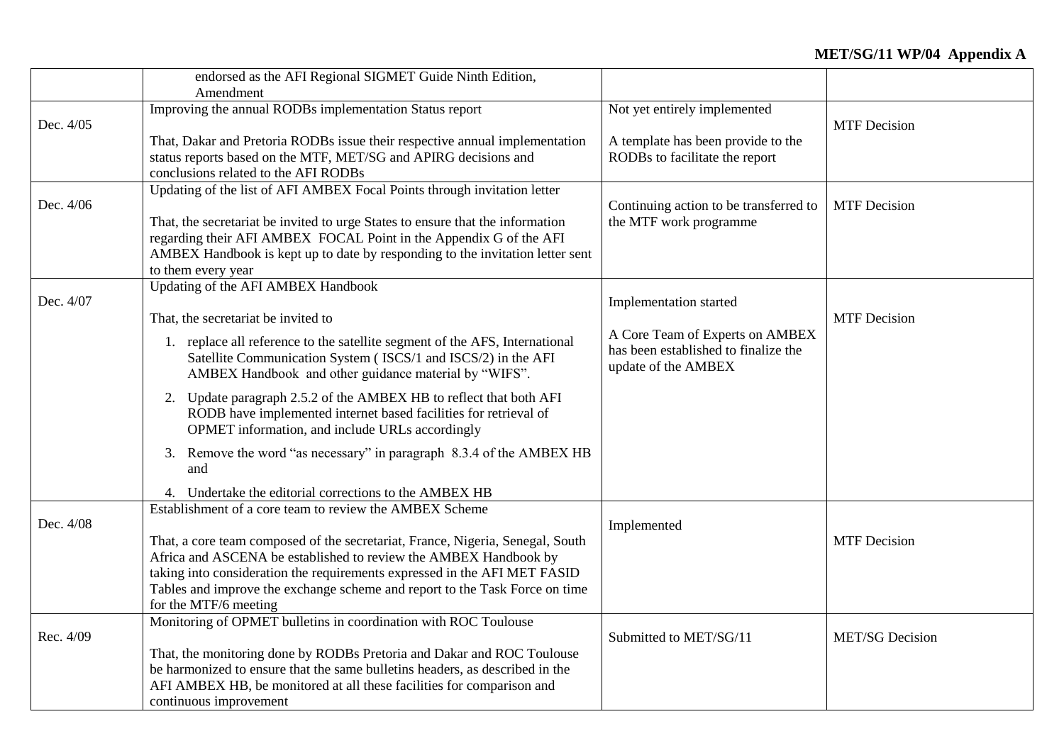| | | | |
|---|---|---|---|
| | endorsed as the AFI Regional SIGMET Guide Ninth Edition, Amendment | | |
| Dec. 4/05 | Improving the annual RODBs implementation Status report<br><br>That, Dakar and Pretoria RODBs issue their respective annual implementation status reports based on the MTF, MET/SG and APIRG decisions and conclusions related to the AFI RODBs | Not yet entirely implemented<br><br>A template has been provide to the RODBs to facilitate the report | MTF Decision |
| Dec. 4/06 | Updating of the list of AFI AMBEX Focal Points through invitation letter<br><br>That, the secretariat be invited to urge States to ensure that the information regarding their AFI AMBEX FOCAL Point in the Appendix G of the AFI AMBEX Handbook is kept up to date by responding to the invitation letter sent to them every year | Continuing action to be transferred to the MTF work programme | MTF Decision |
| Dec. 4/07 | Updating of the AFI AMBEX Handbook<br><br>That, the secretariat be invited to<br><br>1. replace all reference to the satellite segment of the AFS, International Satellite Communication System ( ISCS/1 and ISCS/2) in the AFI AMBEX Handbook and other guidance material by "WIFS".<br>2. Update paragraph 2.5.2 of the AMBEX HB to reflect that both AFI RODB have implemented internet based facilities for retrieval of OPMET information, and include URLs accordingly<br>3. Remove the word "as necessary" in paragraph 8.3.4 of the AMBEX HB and<br>4. Undertake the editorial corrections to the AMBEX HB | Implementation started<br><br>A Core Team of Experts on AMBEX has been established to finalize the update of the AMBEX | MTF Decision |
| Dec. 4/08 | Establishment of a core team to review the AMBEX Scheme<br><br>That, a core team composed of the secretariat, France, Nigeria, Senegal, South Africa and ASCENA be established to review the AMBEX Handbook by taking into consideration the requirements expressed in the AFI MET FASID Tables and improve the exchange scheme and report to the Task Force on time for the MTF/6 meeting | Implemented | MTF Decision |
| Rec. 4/09 | Monitoring of OPMET bulletins in coordination with ROC Toulouse<br><br>That, the monitoring done by RODBs Pretoria and Dakar and ROC Toulouse be harmonized to ensure that the same bulletins headers, as described in the AFI AMBEX HB, be monitored at all these facilities for comparison and continuous improvement | Submitted to MET/SG/11 | MET/SG Decision |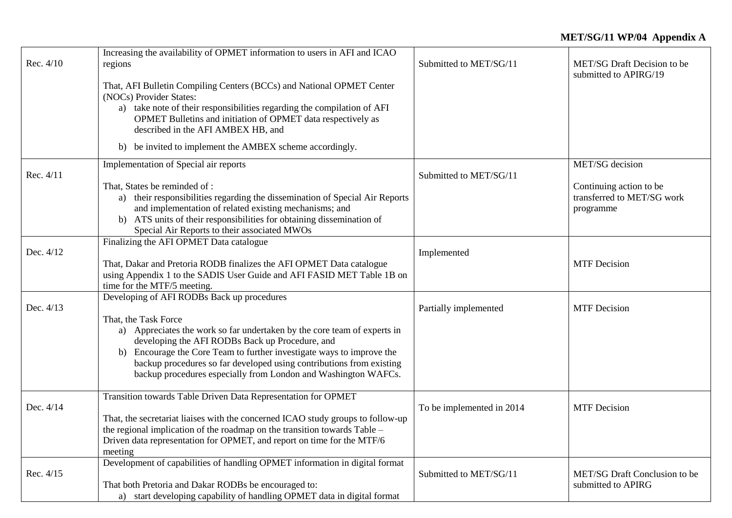**MET/SG/11 WP/04 Appendix A**

| | | | |
|---|---|---|---|
| Rec. 4/10 | Increasing the availability of OPMET information to users in AFI and ICAO regions<br><br>That, AFI Bulletin Compiling Centers (BCCs) and National OPMET Center (NOCs) Provider States:<br>a) take note of their responsibilities regarding the compilation of AFI OPMET Bulletins and initiation of OPMET data respectively as described in the AFI AMBEX HB, and<br>b) be invited to implement the AMBEX scheme accordingly. | Submitted to MET/SG/11 | MET/SG Draft Decision to be submitted to APIRG/19 |
| Rec. 4/11 | Implementation of Special air reports<br><br>That, States be reminded of :<br>a) their responsibilities regarding the dissemination of Special Air Reports and implementation of related existing mechanisms; and<br>b) ATS units of their responsibilities for obtaining dissemination of Special Air Reports to their associated MWOs | Submitted to MET/SG/11 | MET/SG decision<br><br>Continuing action to be transferred to MET/SG work programme |
| Dec. 4/12 | Finalizing the AFI OPMET Data catalogue<br><br>That, Dakar and Pretoria RODB finalizes the AFI OPMET Data catalogue using Appendix 1 to the SADIS User Guide and AFI FASID MET Table 1B on time for the MTF/5 meeting. | Implemented | MTF Decision |
| Dec. 4/13 | Developing of AFI RODBs Back up procedures<br><br>That, the Task Force<br>a) Appreciates the work so far undertaken by the core team of experts in developing the AFI RODBs Back up Procedure, and<br>b) Encourage the Core Team to further investigate ways to improve the backup procedures so far developed using contributions from existing backup procedures especially from London and Washington WAFCs. | Partially implemented | MTF Decision |
| Dec. 4/14 | Transition towards Table Driven Data Representation for OPMET<br><br>That, the secretariat liaises with the concerned ICAO study groups to follow-up the regional implication of the roadmap on the transition towards Table – Driven data representation for OPMET, and report on time for the MTF/6 meeting | To be implemented in 2014 | MTF Decision |
| Rec. 4/15 | Development of capabilities of handling OPMET information in digital format<br><br>That both Pretoria and Dakar RODBs be encouraged to:<br>a) start developing capability of handling OPMET data in digital format | Submitted to MET/SG/11 | MET/SG Draft Conclusion to be submitted to APIRG |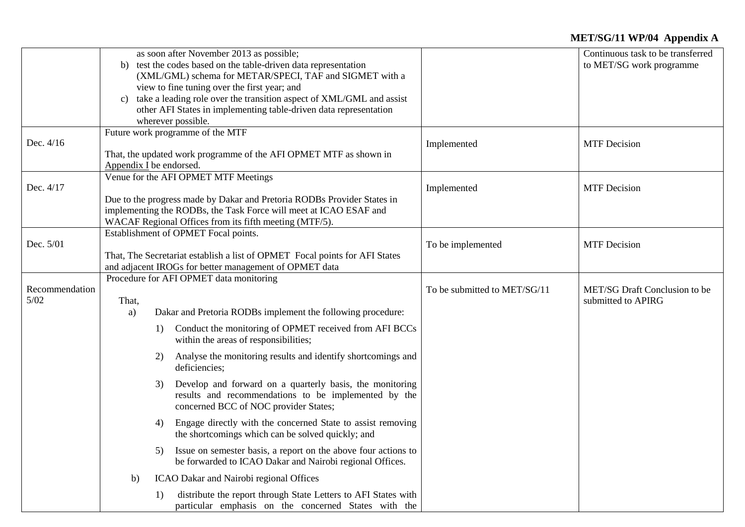| | | | |
|---|---|---|---|
| | as soon after November 2013 as possible;<br>b) test the codes based on the table-driven data representation (XML/GML) schema for METAR/SPECI, TAF and SIGMET with a view to fine tuning over the first year; and<br>c) take a leading role over the transition aspect of XML/GML and assist other AFI States in implementing table-driven data representation wherever possible. | | Continuous task to be transferred to MET/SG work programme |
| Dec. 4/16 | Future work programme of the MTF<br><br>That, the updated work programme of the AFI OPMET MTF as shown in Appendix I be endorsed. | Implemented | MTF Decision |
| Dec. 4/17 | Venue for the AFI OPMET MTF Meetings<br><br>Due to the progress made by Dakar and Pretoria RODBs Provider States in implementing the RODBs, the Task Force will meet at ICAO ESAF and WACAF Regional Offices from its fifth meeting (MTF/5). | Implemented | MTF Decision |
| Dec. 5/01 | Establishment of OPMET Focal points.<br><br>That, The Secretariat establish a list of OPMET Focal points for AFI States and adjacent IROGs for better management of OPMET data | To be implemented | MTF Decision |
| Recommendation 5/02 | Procedure for AFI OPMET data monitoring<br><br>That,<br>a) Dakar and Pretoria RODBs implement the following procedure:<br>1) Conduct the monitoring of OPMET received from AFI BCCs within the areas of responsibilities;<br>2) Analyse the monitoring results and identify shortcomings and deficiencies;<br>3) Develop and forward on a quarterly basis, the monitoring results and recommendations to be implemented by the concerned BCC of NOC provider States;<br>4) Engage directly with the concerned State to assist removing the shortcomings which can be solved quickly; and<br>5) Issue on semester basis, a report on the above four actions to be forwarded to ICAO Dakar and Nairobi regional Offices.<br>b) ICAO Dakar and Nairobi regional Offices<br>1) distribute the report through State Letters to AFI States with particular emphasis on the concerned States with the | To be submitted to MET/SG/11 | MET/SG Draft Conclusion to be submitted to APIRG |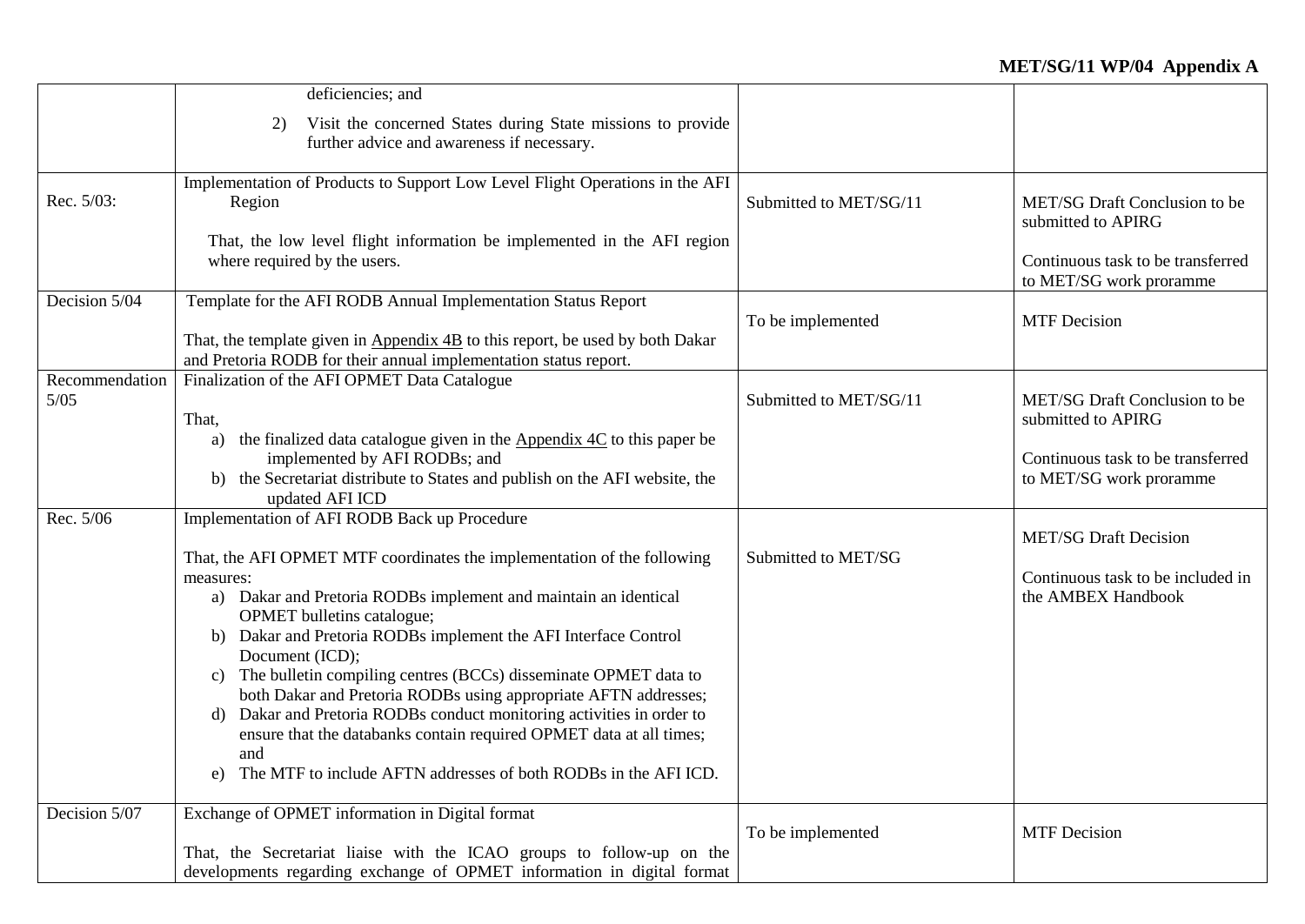| | | | |
|---|---|---|---|
| | deficiencies; and<br><br>2) Visit the concerned States during State missions to provide further advice and awareness if necessary. | | |
| Rec. 5/03: | Implementation of Products to Support Low Level Flight Operations in the AFI Region<br><br>That, the low level flight information be implemented in the AFI region where required by the users. | Submitted to MET/SG/11 | MET/SG Draft Conclusion to be submitted to APIRG<br><br>Continuous task to be transferred to MET/SG work proramme |
| Decision 5/04 | Template for the AFI RODB Annual Implementation Status Report<br><br>That, the template given in Appendix 4B to this report, be used by both Dakar and Pretoria RODB for their annual implementation status report. | To be implemented | MTF Decision |
| Recommendation 5/05 | Finalization of the AFI OPMET Data Catalogue<br><br>That,<br>a) the finalized data catalogue given in the Appendix 4C to this paper be implemented by AFI RODBs; and<br>b) the Secretariat distribute to States and publish on the AFI website, the updated AFI ICD | Submitted to MET/SG/11 | MET/SG Draft Conclusion to be submitted to APIRG<br><br>Continuous task to be transferred to MET/SG work proramme |
| Rec. 5/06 | Implementation of AFI RODB Back up Procedure<br><br>That, the AFI OPMET MTF coordinates the implementation of the following measures:<br>a) Dakar and Pretoria RODBs implement and maintain an identical OPMET bulletins catalogue;<br>b) Dakar and Pretoria RODBs implement the AFI Interface Control Document (ICD);<br>c) The bulletin compiling centres (BCCs) disseminate OPMET data to both Dakar and Pretoria RODBs using appropriate AFTN addresses;<br>d) Dakar and Pretoria RODBs conduct monitoring activities in order to ensure that the databanks contain required OPMET data at all times; and<br>e) The MTF to include AFTN addresses of both RODBs in the AFI ICD. | Submitted to MET/SG | MET/SG Draft Decision<br><br>Continuous task to be included in the AMBEX Handbook |
| Decision 5/07 | Exchange of OPMET information in Digital format<br><br>That, the Secretariat liaise with the ICAO groups to follow-up on the developments regarding exchange of OPMET information in digital format | To be implemented | MTF Decision |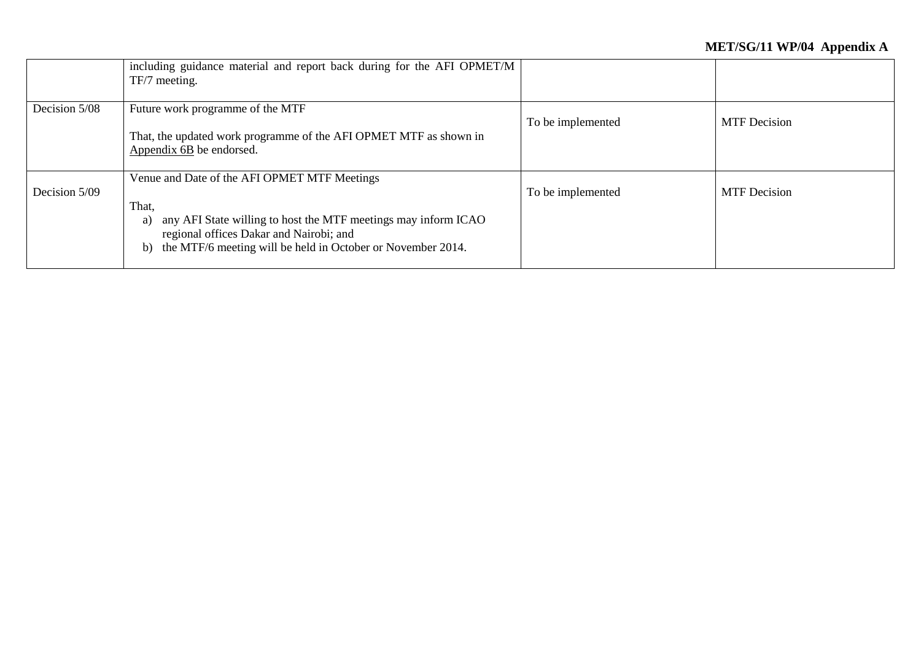| | | | |
|---|---|---|---|
| | including guidance material and report back during for the AFI OPMET/M TF/7 meeting. | | |
| Decision 5/08 | Future work programme of the MTF<br><br>That, the updated work programme of the AFI OPMET MTF as shown in Appendix 6B be endorsed. | To be implemented | MTF Decision |
| Decision 5/09 | Venue and Date of the AFI OPMET MTF Meetings<br><br>That,<br>a) any AFI State willing to host the MTF meetings may inform ICAO regional offices Dakar and Nairobi; and<br>b) the MTF/6 meeting will be held in October or November 2014. | To be implemented | MTF Decision |